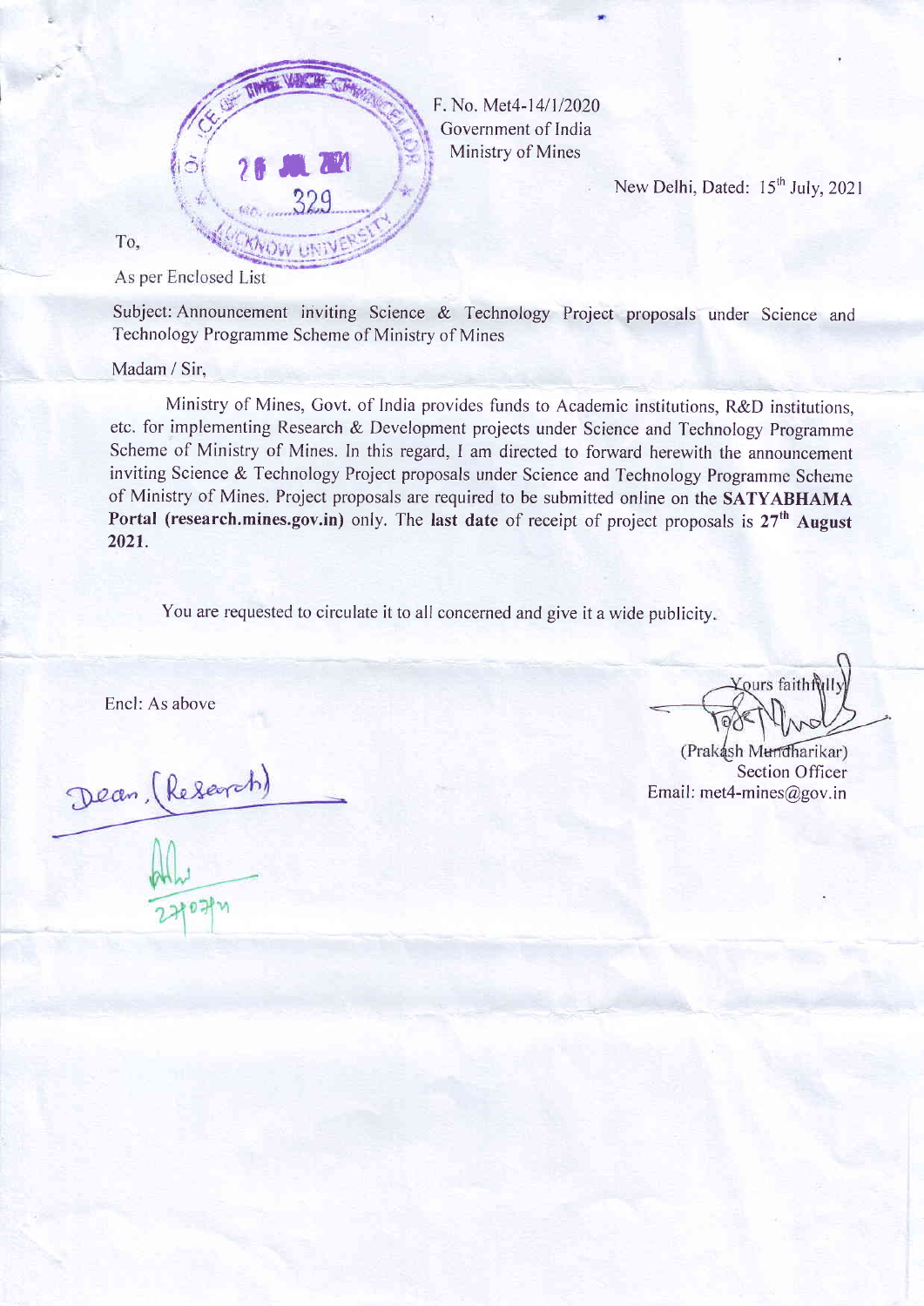F. No. Met4-14/1/2020
Government of India
Ministry of Mines

New Delhi, Dated: 15th July, 2021

To,

As per Enclosed List

Subject: Announcement inviting Science & Technology Project proposals under Science and Technology Programme Scheme of Ministry of Mines

Madam / Sir,

Ministry of Mines, Govt. of India provides funds to Academic institutions, R&D institutions, etc. for implementing Research & Development projects under Science and Technology Programme Scheme of Ministry of Mines. In this regard, I am directed to forward herewith the announcement inviting Science & Technology Project proposals under Science and Technology Programme Scheme of Ministry of Mines. Project proposals are required to be submitted online on the **SATYABHAMA Portal (research.mines.gov.in)** only. The **last date** of receipt of project proposals is **27th August 2021**.

You are requested to circulate it to all concerned and give it a wide publicity.

Encl: As above

Yours faithfully

(Prakash Murdharikar)
Section Officer
Email: met4-mines@gov.in

Dean (Research)

27/07/21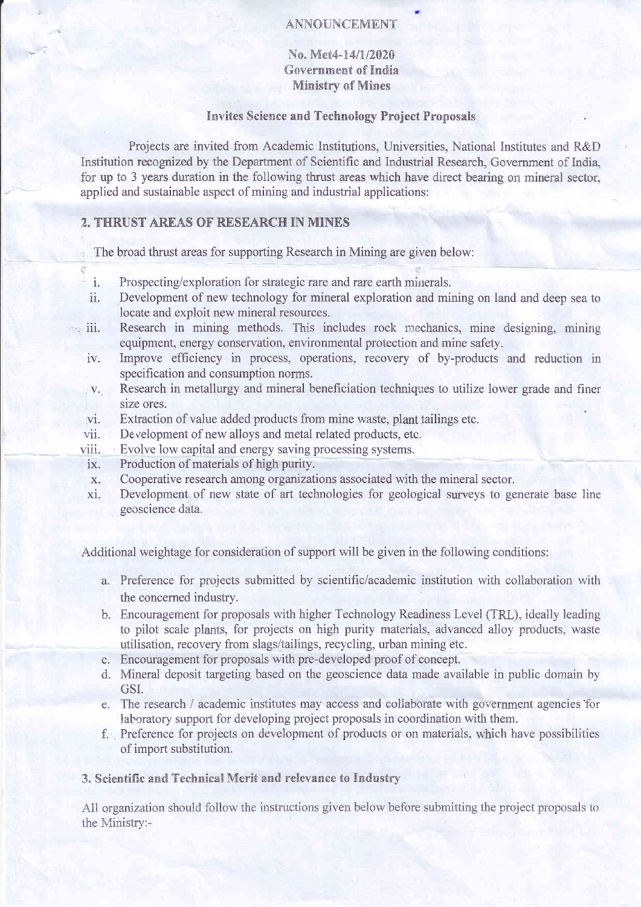ANNOUNCEMENT

No. Met4-14/1/2020
Government of India
Ministry of Mines

**Invites Science and Technology Project Proposals**

Projects are invited from Academic Institutions, Universities, National Institutes and R&D Institution recognized by the Department of Scientific and Industrial Research, Government of India, for up to 3 years duration in the following thrust areas which have direct bearing on mineral sector, applied and sustainable aspect of mining and industrial applications:

## 2. THRUST AREAS OF RESEARCH IN MINES

The broad thrust areas for supporting Research in Mining are given below:

i. Prospecting/exploration for strategic rare and rare earth minerals.
ii. Development of new technology for mineral exploration and mining on land and deep sea to locate and exploit new mineral resources.
iii. Research in mining methods. This includes rock mechanics, mine designing, mining equipment, energy conservation, environmental protection and mine safety.
iv. Improve efficiency in process, operations, recovery of by-products and reduction in specification and consumption norms.
v. Research in metallurgy and mineral beneficiation techniques to utilize lower grade and finer size ores.
vi. Extraction of value added products from mine waste, plant tailings etc.
vii. Development of new alloys and metal related products, etc.
viii. Evolve low capital and energy saving processing systems.
ix. Production of materials of high purity.
x. Cooperative research among organizations associated with the mineral sector.
xi. Development of new state of art technologies for geological surveys to generate base line geoscience data.

Additional weightage for consideration of support will be given in the following conditions:

a. Preference for projects submitted by scientific/academic institution with collaboration with the concerned industry.
b. Encouragement for proposals with higher Technology Readiness Level (TRL), ideally leading to pilot scale plants, for projects on high purity materials, advanced alloy products, waste utilisation, recovery from slags/tailings, recycling, urban mining etc.
c. Encouragement for proposals with pre-developed proof of concept.
d. Mineral deposit targeting based on the geoscience data made available in public domain by GSI.
e. The research / academic institutes may access and collaborate with government agencies for laboratory support for developing project proposals in coordination with them.
f. Preference for projects on development of products or on materials, which have possibilities of import substitution.

## 3. Scientific and Technical Merit and relevance to Industry

All organization should follow the instructions given below before submitting the project proposals to the Ministry:-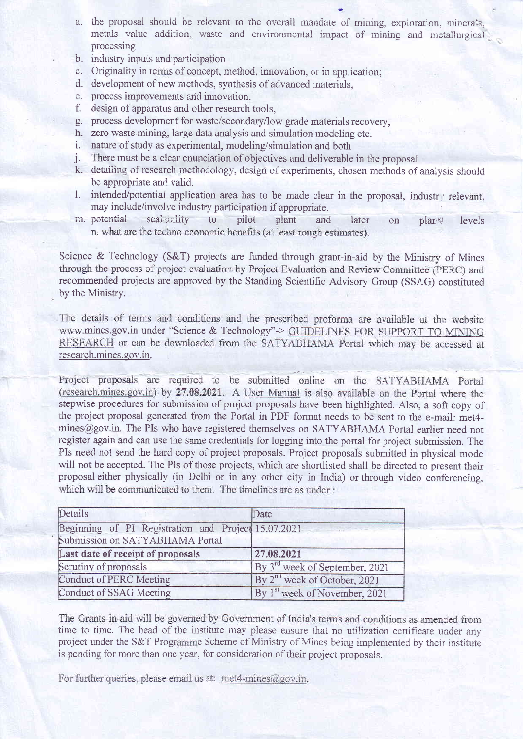a. the proposal should be relevant to the overall mandate of mining, exploration, minerals, metals value addition, waste and environmental impact of mining and metallurgical processing
b. industry inputs and participation
c. Originality in terms of concept, method, innovation, or in application;
d. development of new methods, synthesis of advanced materials,
e. process improvements and innovation,
f. design of apparatus and other research tools,
g. process development for waste/secondary/low grade materials recovery,
h. zero waste mining, large data analysis and simulation modeling etc.
i. nature of study as experimental, modeling/simulation and both
j. There must be a clear enunciation of objectives and deliverable in the proposal
k. detailing of research methodology, design of experiments, chosen methods of analysis should be appropriate and valid.
l. intended/potential application area has to be made clear in the proposal, industry relevant, may include/involve industry participation if appropriate.
m. potential scalability to pilot plant and later on plant levels
n. what are the techno economic benefits (at least rough estimates).

Science & Technology (S&T) projects are funded through grant-in-aid by the Ministry of Mines through the process of project evaluation by Project Evaluation and Review Committee (PERC) and recommended projects are approved by the Standing Scientific Advisory Group (SSAG) constituted by the Ministry.

The details of terms and conditions and the prescribed proforma are available at the website www.mines.gov.in under "Science & Technology"-> GUIDELINES FOR SUPPORT TO MINING RESEARCH or can be downloaded from the SATYABHAMA Portal which may be accessed at research.mines.gov.in.

Project proposals are required to be submitted online on the SATYABHAMA Portal (research.mines.gov.in) by **27.08.2021.** A User Manual is also available on the Portal where the stepwise procedures for submission of project proposals have been highlighted. Also, a soft copy of the project proposal generated from the Portal in PDF format needs to be sent to the e-mail: met4-mines@gov.in. The PIs who have registered themselves on SATYABHAMA Portal earlier need not register again and can use the same credentials for logging into the portal for project submission. The PIs need not send the hard copy of project proposals. Project proposals submitted in physical mode will not be accepted. The PIs of those projects, which are shortlisted shall be directed to present their proposal either physically (in Delhi or in any other city in India) or through video conferencing, which will be communicated to them. The timelines are as under :

| Details | Date |
|---|---|
| Beginning of PI Registration and Project Submission on SATYABHAMA Portal | 15.07.2021 |
| **Last date of receipt of proposals** | **27.08.2021** |
| Scrutiny of proposals | By 3rd week of September, 2021 |
| Conduct of PERC Meeting | By 2nd week of October, 2021 |
| Conduct of SSAG Meeting | By 1st week of November, 2021 |

The Grants-in-aid will be governed by Government of India's terms and conditions as amended from time to time. The head of the institute may please ensure that no utilization certificate under any project under the S&T Programme Scheme of Ministry of Mines being implemented by their institute is pending for more than one year, for consideration of their project proposals.

For further queries, please email us at: met4-mines@gov.in.